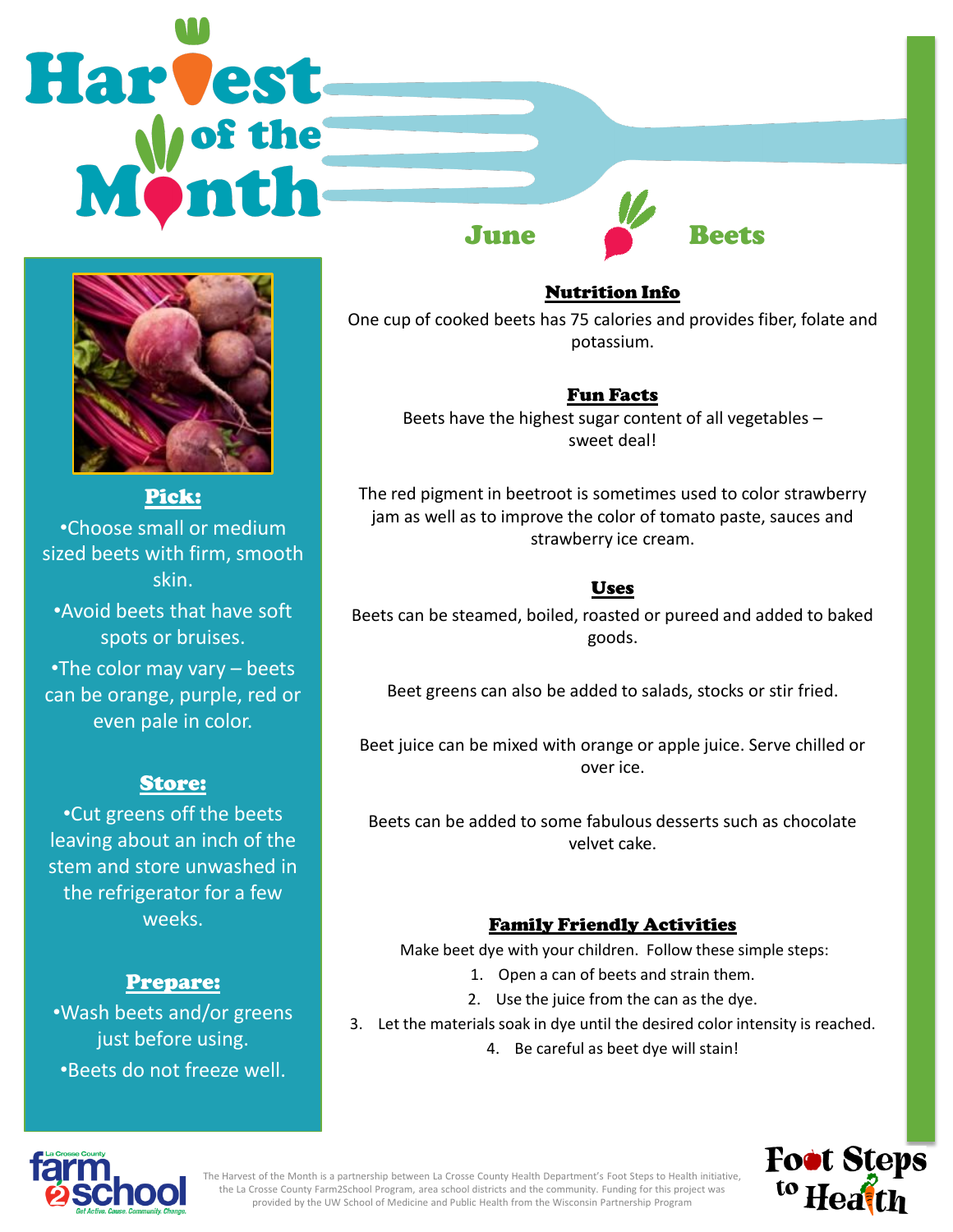# Harvest of the Month

## June — Beets

### Pick:
- Choose small or medium sized beets with firm, smooth skin.
- Avoid beets that have soft spots or bruises.
- The color may vary – beets can be orange, purple, red or even pale in color.

### Store:
- Cut greens off the beets leaving about an inch of the stem and store unwashed in the refrigerator for a few weeks.

### Prepare:
- Wash beets and/or greens just before using.
- Beets do not freeze well.

### Nutrition Info

One cup of cooked beets has 75 calories and provides fiber, folate and potassium.

### Fun Facts

Beets have the highest sugar content of all vegetables – sweet deal!

The red pigment in beetroot is sometimes used to color strawberry jam as well as to improve the color of tomato paste, sauces and strawberry ice cream.

### Uses

Beets can be steamed, boiled, roasted or pureed and added to baked goods.

Beet greens can also be added to salads, stocks or stir fried.

Beet juice can be mixed with orange or apple juice. Serve chilled or over ice.

Beets can be added to some fabulous desserts such as chocolate velvet cake.

### Family Friendly Activities

Make beet dye with your children. Follow these simple steps:

1. Open a can of beets and strain them.
2. Use the juice from the can as the dye.
3. Let the materials soak in dye until the desired color intensity is reached.
4. Be careful as beet dye will stain!

The Harvest of the Month is a partnership between La Crosse County Health Department's Foot Steps to Health initiative, the La Crosse County Farm2School Program, area school districts and the community. Funding for this project was provided by the UW School of Medicine and Public Health from the Wisconsin Partnership Program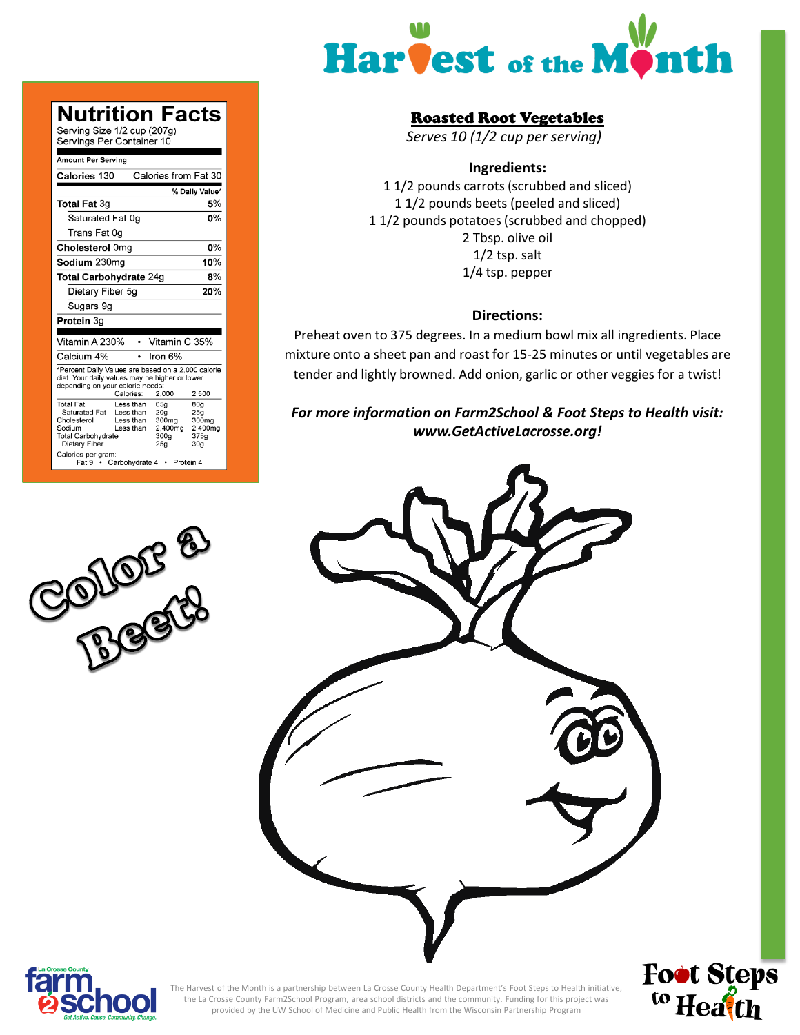# Harvest of the Month

## Nutrition Facts

Serving Size 1/2 cup (207g)
Servings Per Container 10

| Amount Per Serving | |
|---|---|
| Calories 130 | Calories from Fat 30 |
| | % Daily Value* |
| **Total Fat** 3g | 5% |
| Saturated Fat 0g | 0% |
| Trans Fat 0g | |
| **Cholesterol** 0mg | 0% |
| **Sodium** 230mg | 10% |
| **Total Carbohydrate** 24g | 8% |
| Dietary Fiber 5g | 20% |
| Sugars 9g | |
| **Protein** 3g | |

| | |
|---|---|
| Vitamin A 230% | Vitamin C 35% |
| Calcium 4% | Iron 6% |

*Percent Daily Values are based on a 2,000 calorie diet. Your daily values may be higher or lower depending on your calorie needs:

| | | 2,000 | 2,500 |
|---|---|---|---|
| | Calories: | 2,000 | 2,500 |
| Total Fat | Less than | 65g | 80g |
| Saturated Fat | Less than | 20g | 25g |
| Cholesterol | Less than | 300mg | 300mg |
| Sodium | Less than | 2,400mg | 2,400mg |
| Total Carbohydrate | | 300g | 375g |
| Dietary Fiber | | 25g | 30g |

Calories per gram:
Fat 9 • Carbohydrate 4 • Protein 4

## Roasted Root Vegetables

*Serves 10 (1/2 cup per serving)*

### Ingredients:

1 1/2 pounds carrots (scrubbed and sliced)
1 1/2 pounds beets (peeled and sliced)
1 1/2 pounds potatoes (scrubbed and chopped)
2 Tbsp. olive oil
1/2 tsp. salt
1/4 tsp. pepper

### Directions:

Preheat oven to 375 degrees. In a medium bowl mix all ingredients. Place mixture onto a sheet pan and roast for 15-25 minutes or until vegetables are tender and lightly browned. Add onion, garlic or other veggies for a twist!

***For more information on Farm2School & Foot Steps to Health visit: www.GetActiveLacrosse.org!***

Color a Beet!

La Crosse County farm 2 school — Get Active. Cause. Community. Change.

The Harvest of the Month is a partnership between La Crosse County Health Department's Foot Steps to Health initiative, the La Crosse County Farm2School Program, area school districts and the community. Funding for this project was provided by the UW School of Medicine and Public Health from the Wisconsin Partnership Program

Foot Steps to Health